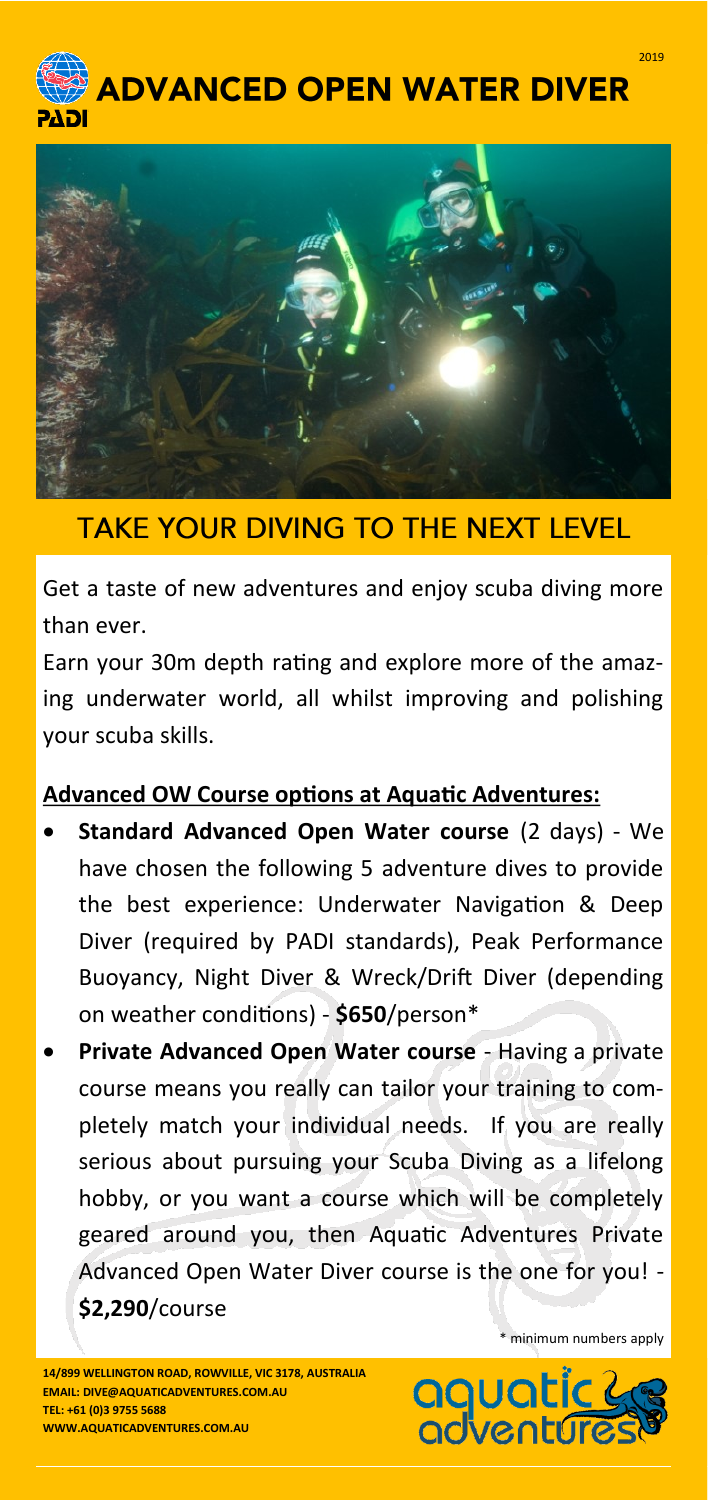# ADVANCED OPEN WATER DIVER

PADI

2019

## TAKE YOUR DIVING TO THE NEXT LEVEL

Get a taste of new adventures and enjoy scuba diving more than ever.

Earn your 30m depth rating and explore more of the amazing underwater world, all whilst improving and polishing your scuba skills.

**Advanced OW Course options at Aquatic Adventures:**

- **Standard Advanced Open Water course** (2 days) - We have chosen the following 5 adventure dives to provide the best experience: Underwater Navigation & Deep Diver (required by PADI standards), Peak Performance Buoyancy, Night Diver & Wreck/Drift Diver (depending on weather conditions) - **$650**/person*
- **Private Advanced Open Water course** - Having a private course means you really can tailor your training to completely match your individual needs. If you are really serious about pursuing your Scuba Diving as a lifelong hobby, or you want a course which will be completely geared around you, then Aquatic Adventures Private Advanced Open Water Diver course is the one for you! - **$2,290**/course

\* minimum numbers apply

**14/899 WELLINGTON ROAD, ROWVILLE, VIC 3178, AUSTRALIA**
**EMAIL: DIVE@AQUATICADVENTURES.COM.AU**
**TEL: +61 (0)3 9755 5688**
**WWW.AQUATICADVENTURES.COM.AU**

aquatic adventures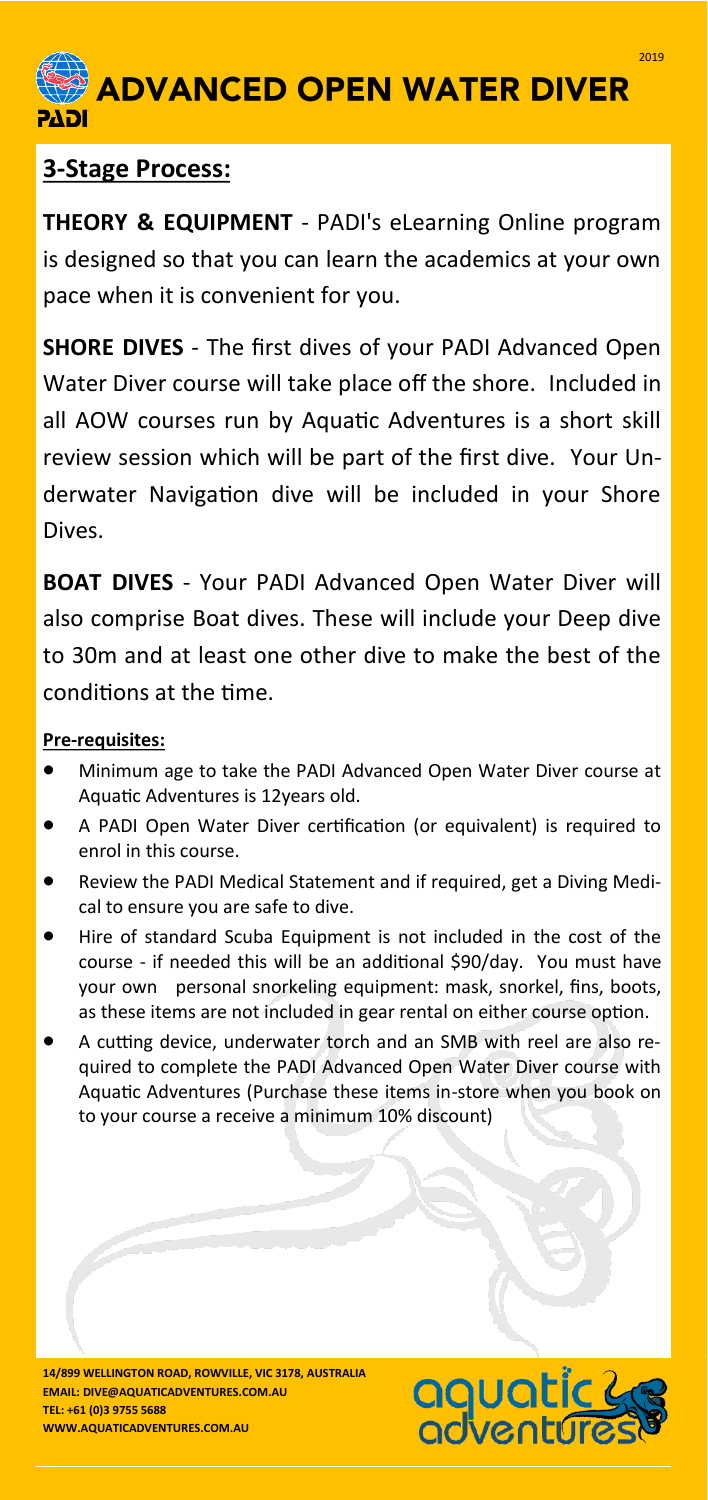# ADVANCED OPEN WATER DIVER

## 3-Stage Process:

**THEORY & EQUIPMENT** - PADI's eLearning Online program is designed so that you can learn the academics at your own pace when it is convenient for you.

**SHORE DIVES** - The first dives of your PADI Advanced Open Water Diver course will take place off the shore. Included in all AOW courses run by Aquatic Adventures is a short skill review session which will be part of the first dive. Your Underwater Navigation dive will be included in your Shore Dives.

**BOAT DIVES** - Your PADI Advanced Open Water Diver will also comprise Boat dives. These will include your Deep dive to 30m and at least one other dive to make the best of the conditions at the time.

**Pre-requisites:**

- Minimum age to take the PADI Advanced Open Water Diver course at Aquatic Adventures is 12years old.
- A PADI Open Water Diver certification (or equivalent) is required to enrol in this course.
- Review the PADI Medical Statement and if required, get a Diving Medical to ensure you are safe to dive.
- Hire of standard Scuba Equipment is not included in the cost of the course - if needed this will be an additional $90/day. You must have your own personal snorkeling equipment: mask, snorkel, fins, boots, as these items are not included in gear rental on either course option.
- A cutting device, underwater torch and an SMB with reel are also required to complete the PADI Advanced Open Water Diver course with Aquatic Adventures (Purchase these items in-store when you book on to your course a receive a minimum 10% discount)

**14/899 WELLINGTON ROAD, ROWVILLE, VIC 3178, AUSTRALIA**
**EMAIL: DIVE@AQUATICADVENTURES.COM.AU**
**TEL: +61 (0)3 9755 5688**
**WWW.AQUATICADVENTURES.COM.AU**